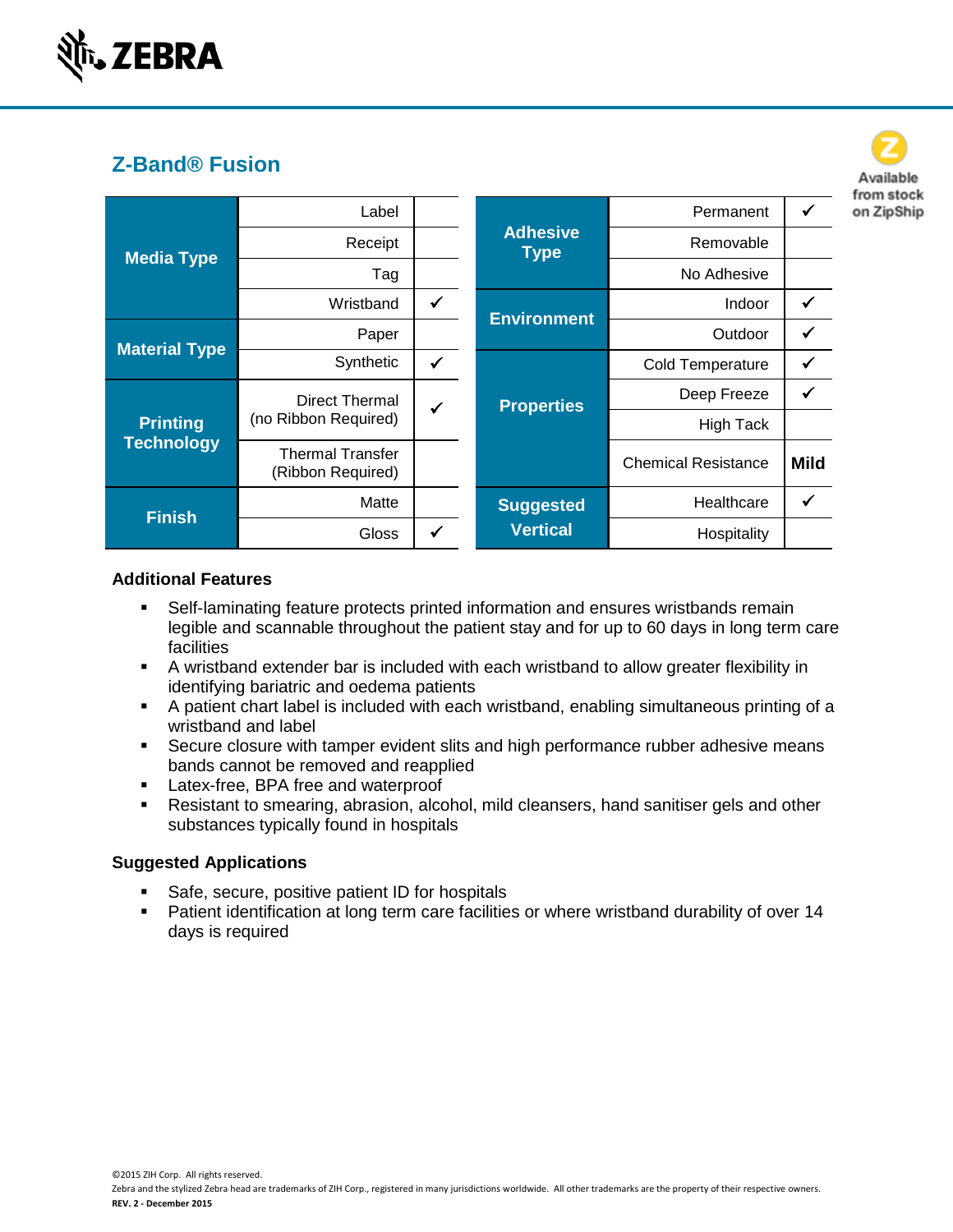## Z-Band® Fusion

Available from stock on ZipShip

| Category | Option | |
|---|---|---|
| Media Type | Label | |
| | Receipt | |
| | Tag | |
| | Wristband | ✓ |
| Material Type | Paper | |
| | Synthetic | ✓ |
| Printing Technology | Direct Thermal (no Ribbon Required) | ✓ |
| | Thermal Transfer (Ribbon Required) | |
| Finish | Matte | |
| | Gloss | ✓ |

| Category | Option | |
|---|---|---|
| Adhesive Type | Permanent | ✓ |
| | Removable | |
| | No Adhesive | |
| Environment | Indoor | ✓ |
| | Outdoor | ✓ |
| Properties | Cold Temperature | ✓ |
| | Deep Freeze | ✓ |
| | High Tack | |
| | Chemical Resistance | **Mild** |
| Suggested Vertical | Healthcare | ✓ |
| | Hospitality | |

### Additional Features

- Self-laminating feature protects printed information and ensures wristbands remain legible and scannable throughout the patient stay and for up to 60 days in long term care facilities
- A wristband extender bar is included with each wristband to allow greater flexibility in identifying bariatric and oedema patients
- A patient chart label is included with each wristband, enabling simultaneous printing of a wristband and label
- Secure closure with tamper evident slits and high performance rubber adhesive means bands cannot be removed and reapplied
- Latex-free, BPA free and waterproof
- Resistant to smearing, abrasion, alcohol, mild cleansers, hand sanitiser gels and other substances typically found in hospitals

### Suggested Applications

- Safe, secure, positive patient ID for hospitals
- Patient identification at long term care facilities or where wristband durability of over 14 days is required

©2015 ZIH Corp. All rights reserved.
Zebra and the stylized Zebra head are trademarks of ZIH Corp., registered in many jurisdictions worldwide. All other trademarks are the property of their respective owners.
**REV. 2 - December 2015**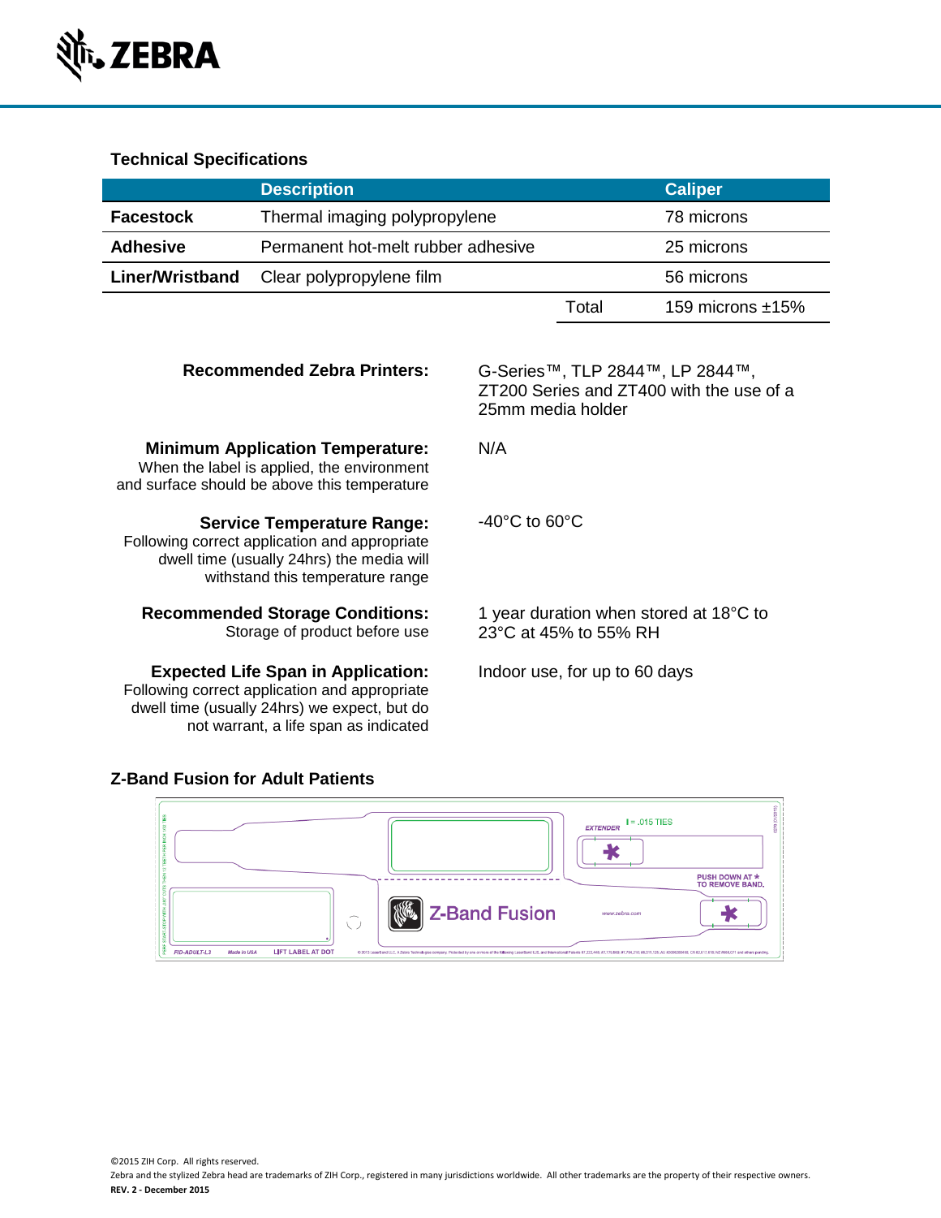### Technical Specifications

| | Description | | Caliper |
|---|---|---|---|
| **Facestock** | Thermal imaging polypropylene | | 78 microns |
| **Adhesive** | Permanent hot-melt rubber adhesive | | 25 microns |
| **Liner/Wristband** | Clear polypropylene film | | 56 microns |
| | | Total | 159 microns ±15% |

**Recommended Zebra Printers:** G-Series™, TLP 2844™, LP 2844™, ZT200 Series and ZT400 with the use of a 25mm media holder

**Minimum Application Temperature:**
When the label is applied, the environment and surface should be above this temperature
N/A

**Service Temperature Range:**
Following correct application and appropriate dwell time (usually 24hrs) the media will withstand this temperature range
-40°C to 60°C

**Recommended Storage Conditions:**
Storage of product before use
1 year duration when stored at 18°C to 23°C at 45% to 55% RH

**Expected Life Span in Application:**
Following correct application and appropriate dwell time (usually 24hrs) we expect, but do not warrant, a life span as indicated
Indoor use, for up to 60 days

### Z-Band Fusion for Adult Patients

EXTENDER = .015 TIES

PUSH DOWN AT * TO REMOVE BAND.

Z-Band Fusion

www.zebra.com

FID-ADULT-L3 Made in USA LIFT LABEL AT DOT

©2015 ZIH Corp. All rights reserved.
Zebra and the stylized Zebra head are trademarks of ZIH Corp., registered in many jurisdictions worldwide. All other trademarks are the property of their respective owners.
**REV. 2 - December 2015**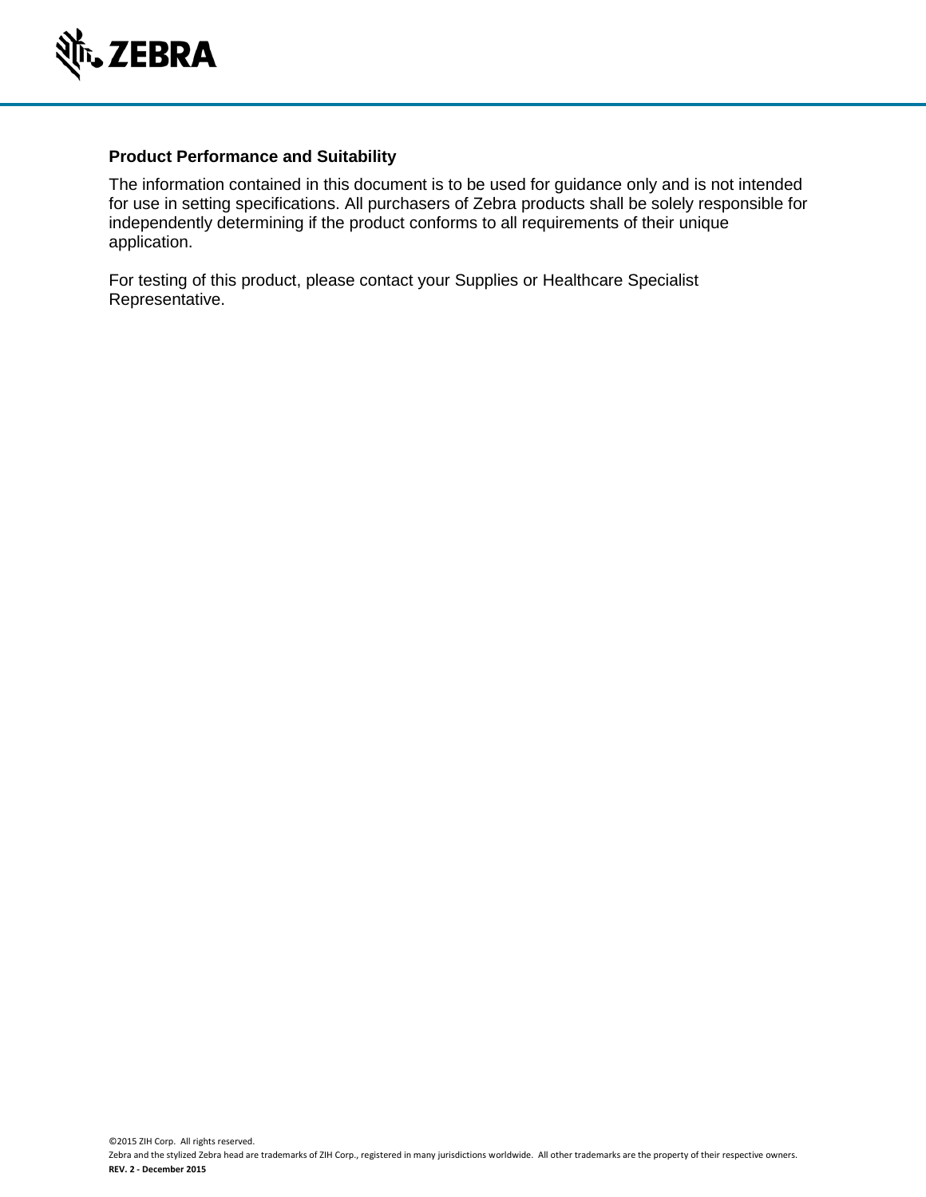**Product Performance and Suitability**

The information contained in this document is to be used for guidance only and is not intended for use in setting specifications. All purchasers of Zebra products shall be solely responsible for independently determining if the product conforms to all requirements of their unique application.

For testing of this product, please contact your Supplies or Healthcare Specialist Representative.

©2015 ZIH Corp. All rights reserved.

Zebra and the stylized Zebra head are trademarks of ZIH Corp., registered in many jurisdictions worldwide. All other trademarks are the property of their respective owners.

**REV. 2 - December 2015**